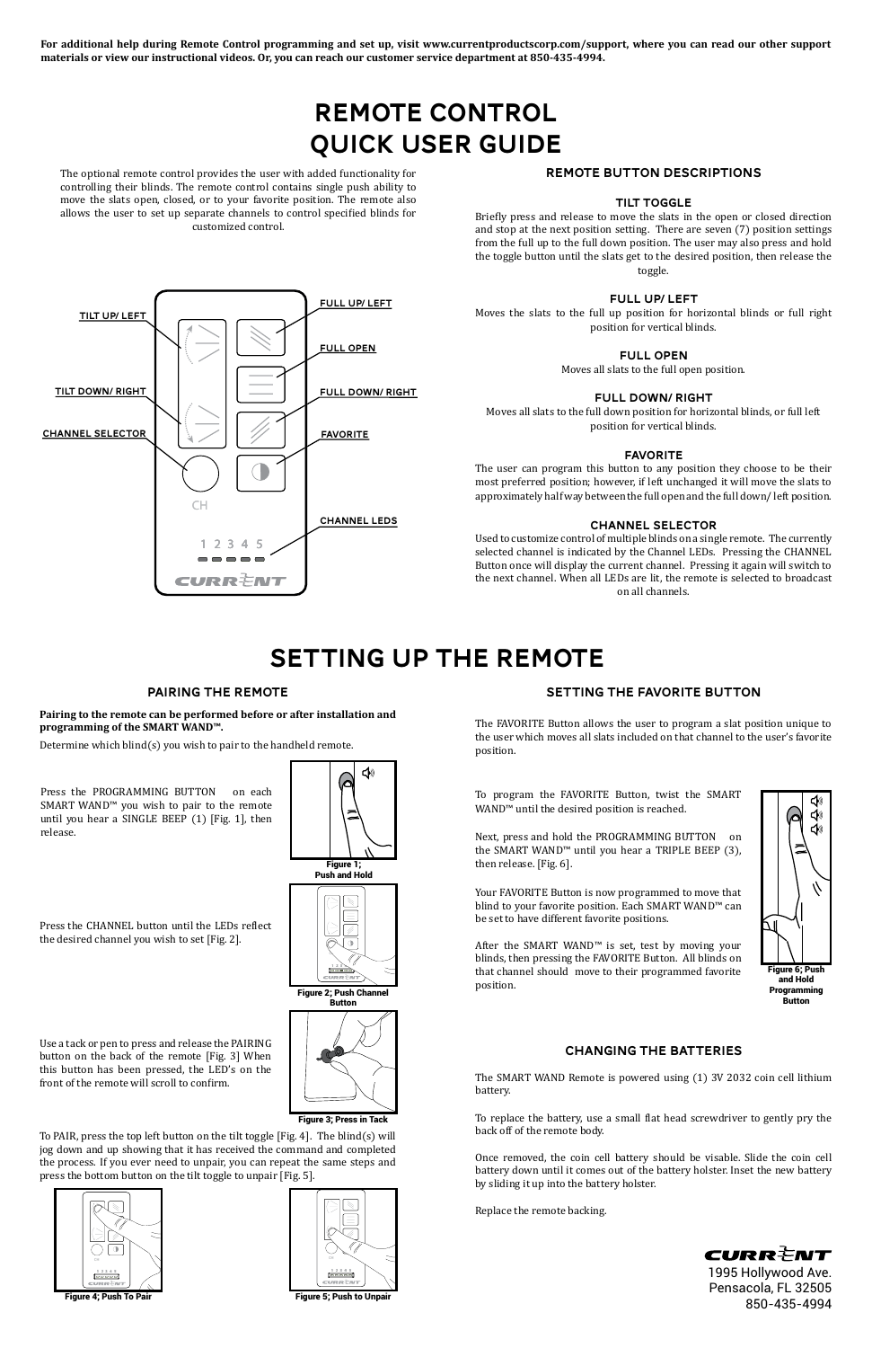**For additional help during Remote Control programming and set up, visit www.currentproductscorp.com/support, where you can read our other support materials or view our instructional videos. Or, you can reach our customer service department at 850-435-4994.**

# REMOTE CONTROL QUICK USER GUIDE

The optional remote control provides the user with added functionality for controlling their blinds. The remote control contains single push ability to move the slats open, closed, or to your favorite position. The remote also allows the user to set up separate channels to control specified blinds for customized control.

TILT UP/ LEFT

TILT DOWN/ RIGHT

CHANNEL SELECTOR

FULL UP/ LEFT

FULL OPEN

FULL DOWN/ RIGHT

FAVORITE

CHANNEL LEDS

CH

1 2 3 4 5

CURRENT

### REMOTE BUTTON DESCRIPTIONS

#### TILT TOGGLE

Briefly press and release to move the slats in the open or closed direction and stop at the next position setting. There are seven (7) position settings from the full up to the full down position. The user may also press and hold the toggle button until the slats get to the desired position, then release the toggle.

#### FULL UP/ LEFT

Moves the slats to the full up position for horizontal blinds or full right position for vertical blinds.

#### FULL OPEN

Moves all slats to the full open position.

#### FULL DOWN/ RIGHT

Moves all slats to the full down position for horizontal blinds, or full left position for vertical blinds.

#### FAVORITE

The user can program this button to any position they choose to be their most preferred position; however, if left unchanged it will move the slats to approximately half way between the full open and the full down/ left position.

#### CHANNEL SELECTOR

Used to customize control of multiple blinds on a single remote. The currently selected channel is indicated by the Channel LEDs. Pressing the CHANNEL Button once will display the current channel. Pressing it again will switch to the next channel. When all LEDs are lit, the remote is selected to broadcast on all channels.

# SETTING UP THE REMOTE

### PAIRING THE REMOTE

**Pairing to the remote can be performed before or after installation and programming of the SMART WAND™.**

Determine which blind(s) you wish to pair to the handheld remote.

Press the PROGRAMMING BUTTON on each SMART WAND™ you wish to pair to the remote until you hear a SINGLE BEEP (1) [Fig. 1], then release.

Figure 1; Push and Hold

Press the CHANNEL button until the LEDs reflect the desired channel you wish to set [Fig. 2].

Figure 2; Push Channel Button

Use a tack or pen to press and release the PAIRING button on the back of the remote [Fig. 3] When this button has been pressed, the LED's on the front of the remote will scroll to confirm.

Figure 3; Press in Tack

To PAIR, press the top left button on the tilt toggle [Fig. 4]. The blind(s) will jog down and up showing that it has received the command and completed the process. If you ever need to unpair, you can repeat the same steps and press the bottom button on the tilt toggle to unpair [Fig. 5].

Figure 4; Push To Pair

Figure 5; Push to Unpair

### SETTING THE FAVORITE BUTTON

The FAVORITE Button allows the user to program a slat position unique to the user which moves all slats included on that channel to the user's favorite position.

To program the FAVORITE Button, twist the SMART WAND™ until the desired position is reached.

Next, press and hold the PROGRAMMING BUTTON on the SMART WAND™ until you hear a TRIPLE BEEP (3), then release. [Fig. 6].

Your FAVORITE Button is now programmed to move that blind to your favorite position. Each SMART WAND™ can be set to have different favorite positions.

After the SMART WAND™ is set, test by moving your blinds, then pressing the FAVORITE Button. All blinds on that channel should move to their programmed favorite position.

Figure 6; Push and Hold Programming Button

### CHANGING THE BATTERIES

The SMART WAND Remote is powered using (1) 3V 2032 coin cell lithium battery.

To replace the battery, use a small flat head screwdriver to gently pry the back off of the remote body.

Once removed, the coin cell battery should be visable. Slide the coin cell battery down until it comes out of the battery holster. Inset the new battery by sliding it up into the battery holster.

Replace the remote backing.

CURRENT
1995 Hollywood Ave.
Pensacola, FL 32505
850-435-4994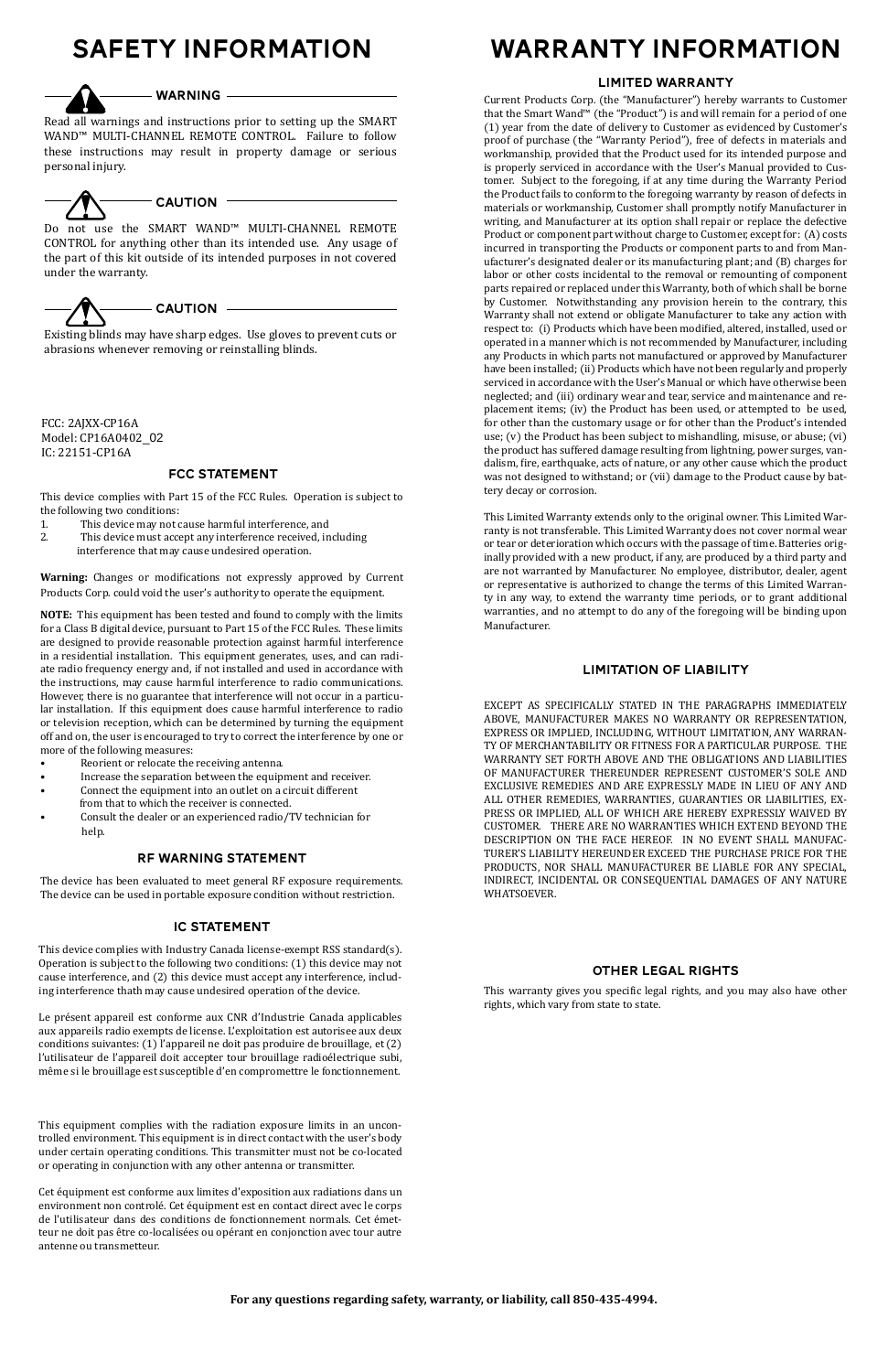# SAFETY INFORMATION

### WARNING

Read all warnings and instructions prior to setting up the SMART WAND™ MULTI-CHANNEL REMOTE CONTROL. Failure to follow these instructions may result in property damage or serious personal injury.

### CAUTION

Do not use the SMART WAND™ MULTI-CHANNEL REMOTE CONTROL for anything other than its intended use. Any usage of the part of this kit outside of its intended purposes in not covered under the warranty.

### CAUTION

Existing blinds may have sharp edges. Use gloves to prevent cuts or abrasions whenever removing or reinstalling blinds.

FCC: 2AJXX-CP16A
Model: CP16A0402_02
IC: 22151-CP16A

### FCC STATEMENT

This device complies with Part 15 of the FCC Rules. Operation is subject to the following two conditions:

1. This device may not cause harmful interference, and
2. This device must accept any interference received, including interference that may cause undesired operation.

**Warning:** Changes or modifications not expressly approved by Current Products Corp. could void the user's authority to operate the equipment.

**NOTE:** This equipment has been tested and found to comply with the limits for a Class B digital device, pursuant to Part 15 of the FCC Rules. These limits are designed to provide reasonable protection against harmful interference in a residential installation. This equipment generates, uses, and can radiate radio frequency energy and, if not installed and used in accordance with the instructions, may cause harmful interference to radio communications. However, there is no guarantee that interference will not occur in a particular installation. If this equipment does cause harmful interference to radio or television reception, which can be determined by turning the equipment off and on, the user is encouraged to try to correct the interference by one or more of the following measures:

- Reorient or relocate the receiving antenna.
- Increase the separation between the equipment and receiver.
- Connect the equipment into an outlet on a circuit different from that to which the receiver is connected.
- Consult the dealer or an experienced radio/TV technician for help.

### RF WARNING STATEMENT

The device has been evaluated to meet general RF exposure requirements. The device can be used in portable exposure condition without restriction.

### IC STATEMENT

This device complies with Industry Canada license-exempt RSS standard(s). Operation is subject to the following two conditions: (1) this device may not cause interference, and (2) this device must accept any interference, including interference thath may cause undesired operation of the device.

Le présent appareil est conforme aux CNR d'Industrie Canada applicables aux appareils radio exempts de license. L'exploitation est autorisee aux deux conditions suivantes: (1) l'appareil ne doit pas produire de brouillage, et (2) l'utilisateur de l'appareil doit accepter tour brouillage radioélectrique subi, même si le brouillage est susceptible d'en compromettre le fonctionnement.

This equipment complies with the radiation exposure limits in an uncontrolled environment. This equipment is in direct contact with the user's body under certain operating conditions. This transmitter must not be co-located or operating in conjunction with any other antenna or transmitter.

Cet équipment est conforme aux limites d'exposition aux radiations dans un environment non controlé. Cet équipment est en contact direct avec le corps de l'utilisateur dans des conditions de fonctionnement normals. Cet émetteur ne doit pas être co-localisées ou opérant en conjonction avec tour autre antenne ou transmetteur.

# WARRANTY INFORMATION

### LIMITED WARRANTY

Current Products Corp. (the "Manufacturer") hereby warrants to Customer that the Smart Wand™ (the "Product") is and will remain for a period of one (1) year from the date of delivery to Customer as evidenced by Customer's proof of purchase (the "Warranty Period"), free of defects in materials and workmanship, provided that the Product used for its intended purpose and is properly serviced in accordance with the User's Manual provided to Customer. Subject to the foregoing, if at any time during the Warranty Period the Product fails to conform to the foregoing warranty by reason of defects in materials or workmanship, Customer shall promptly notify Manufacturer in writing, and Manufacturer at its option shall repair or replace the defective Product or component part without charge to Customer, except for: (A) costs incurred in transporting the Products or component parts to and from Manufacturer's designated dealer or its manufacturing plant; and (B) charges for labor or other costs incidental to the removal or remounting of component parts repaired or replaced under this Warranty, both of which shall be borne by Customer. Notwithstanding any provision herein to the contrary, this Warranty shall not extend or obligate Manufacturer to take any action with respect to: (i) Products which have been modified, altered, installed, used or operated in a manner which is not recommended by Manufacturer, including any Products in which parts not manufactured or approved by Manufacturer have been installed; (ii) Products which have not been regularly and properly serviced in accordance with the User's Manual or which have otherwise been neglected; and (iii) ordinary wear and tear, service and maintenance and replacement items; (iv) the Product has been used, or attempted to be used, for other than the customary usage or for other than the Product's intended use; (v) the Product has been subject to mishandling, misuse, or abuse; (vi) the product has suffered damage resulting from lightning, power surges, vandalism, fire, earthquake, acts of nature, or any other cause which the product was not designed to withstand; or (vii) damage to the Product cause by battery decay or corrosion.

This Limited Warranty extends only to the original owner. This Limited Warranty is not transferable. This Limited Warranty does not cover normal wear or tear or deterioration which occurs with the passage of time. Batteries originally provided with a new product, if any, are produced by a third party and are not warranted by Manufacturer. No employee, distributor, dealer, agent or representative is authorized to change the terms of this Limited Warranty in any way, to extend the warranty time periods, or to grant additional warranties, and no attempt to do any of the foregoing will be binding upon Manufacturer.

### LIMITATION OF LIABILITY

EXCEPT AS SPECIFICALLY STATED IN THE PARAGRAPHS IMMEDIATELY ABOVE, MANUFACTURER MAKES NO WARRANTY OR REPRESENTATION, EXPRESS OR IMPLIED, INCLUDING, WITHOUT LIMITATION, ANY WARRANTY OF MERCHANTABILITY OR FITNESS FOR A PARTICULAR PURPOSE. THE WARRANTY SET FORTH ABOVE AND THE OBLIGATIONS AND LIABILITIES OF MANUFACTURER THEREUNDER REPRESENT CUSTOMER'S SOLE AND EXCLUSIVE REMEDIES AND ARE EXPRESSLY MADE IN LIEU OF ANY AND ALL OTHER REMEDIES, WARRANTIES, GUARANTIES OR LIABILITIES, EXPRESS OR IMPLIED, ALL OF WHICH ARE HEREBY EXPRESSLY WAIVED BY CUSTOMER. THERE ARE NO WARRANTIES WHICH EXTEND BEYOND THE DESCRIPTION ON THE FACE HEREOF. IN NO EVENT SHALL MANUFACTURER'S LIABILITY HEREUNDER EXCEED THE PURCHASE PRICE FOR THE PRODUCTS, NOR SHALL MANUFACTURER BE LIABLE FOR ANY SPECIAL, INDIRECT, INCIDENTAL OR CONSEQUENTIAL DAMAGES OF ANY NATURE WHATSOEVER.

### OTHER LEGAL RIGHTS

This warranty gives you specific legal rights, and you may also have other rights, which vary from state to state.

**For any questions regarding safety, warranty, or liability, call 850-435-4994.**